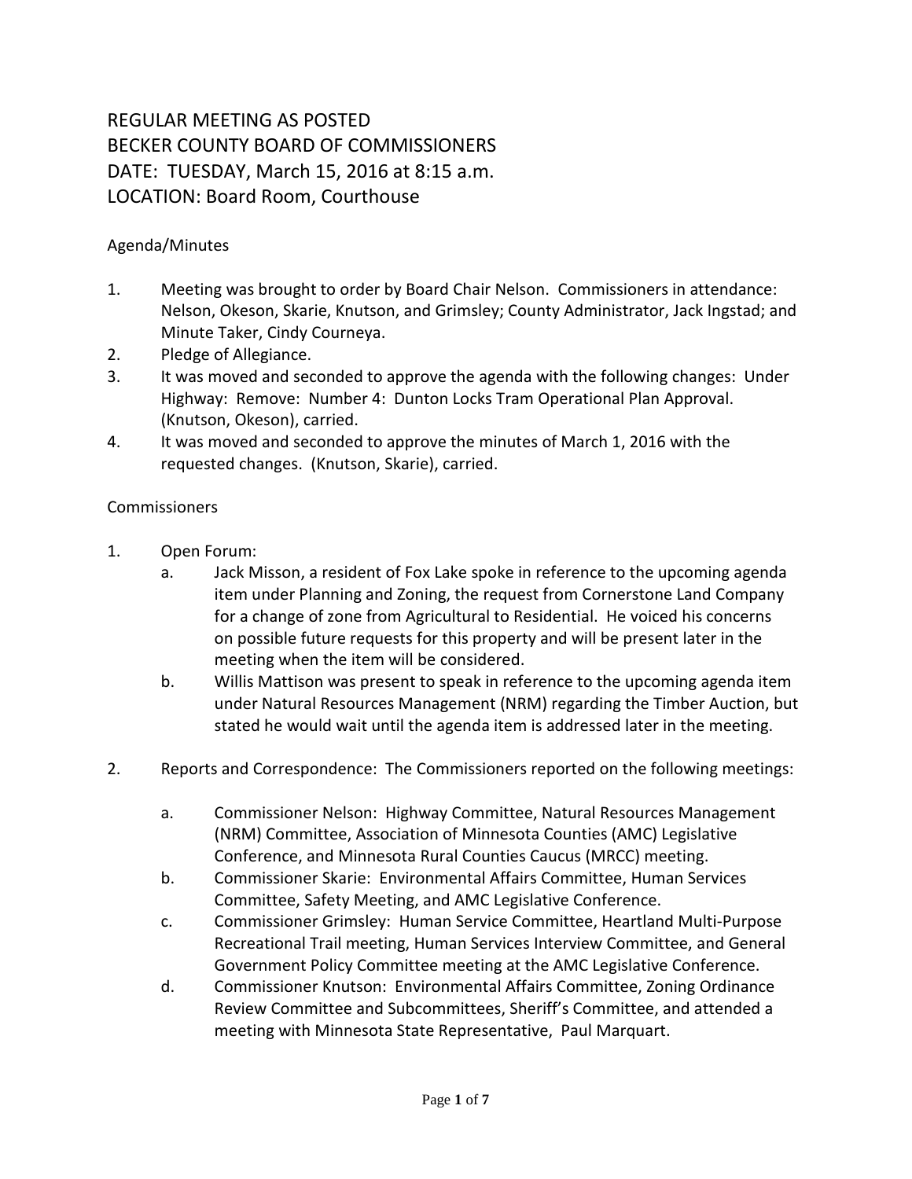# REGULAR MEETING AS POSTED
# BECKER COUNTY BOARD OF COMMISSIONERS
# DATE: TUESDAY, March 15, 2016 at 8:15 a.m.
# LOCATION: Board Room, Courthouse

Agenda/Minutes

1. Meeting was brought to order by Board Chair Nelson. Commissioners in attendance: Nelson, Okeson, Skarie, Knutson, and Grimsley; County Administrator, Jack Ingstad; and Minute Taker, Cindy Courneya.
2. Pledge of Allegiance.
3. It was moved and seconded to approve the agenda with the following changes: Under Highway: Remove: Number 4: Dunton Locks Tram Operational Plan Approval. (Knutson, Okeson), carried.
4. It was moved and seconded to approve the minutes of March 1, 2016 with the requested changes. (Knutson, Skarie), carried.

Commissioners

1. Open Forum:
   a. Jack Misson, a resident of Fox Lake spoke in reference to the upcoming agenda item under Planning and Zoning, the request from Cornerstone Land Company for a change of zone from Agricultural to Residential. He voiced his concerns on possible future requests for this property and will be present later in the meeting when the item will be considered.
   b. Willis Mattison was present to speak in reference to the upcoming agenda item under Natural Resources Management (NRM) regarding the Timber Auction, but stated he would wait until the agenda item is addressed later in the meeting.

2. Reports and Correspondence: The Commissioners reported on the following meetings:
   a. Commissioner Nelson: Highway Committee, Natural Resources Management (NRM) Committee, Association of Minnesota Counties (AMC) Legislative Conference, and Minnesota Rural Counties Caucus (MRCC) meeting.
   b. Commissioner Skarie: Environmental Affairs Committee, Human Services Committee, Safety Meeting, and AMC Legislative Conference.
   c. Commissioner Grimsley: Human Service Committee, Heartland Multi-Purpose Recreational Trail meeting, Human Services Interview Committee, and General Government Policy Committee meeting at the AMC Legislative Conference.
   d. Commissioner Knutson: Environmental Affairs Committee, Zoning Ordinance Review Committee and Subcommittees, Sheriff's Committee, and attended a meeting with Minnesota State Representative, Paul Marquart.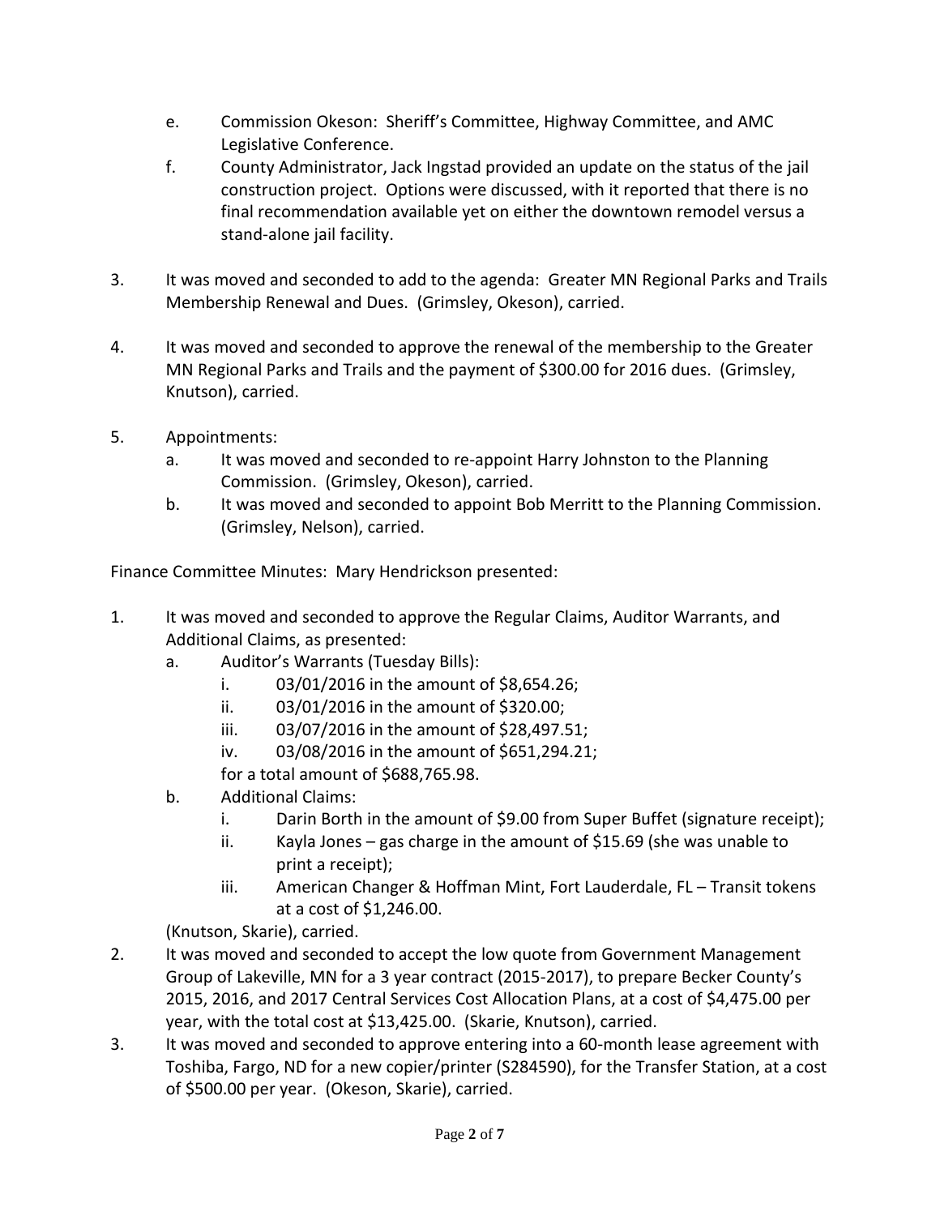e. Commission Okeson: Sheriff's Committee, Highway Committee, and AMC Legislative Conference.

f. County Administrator, Jack Ingstad provided an update on the status of the jail construction project. Options were discussed, with it reported that there is no final recommendation available yet on either the downtown remodel versus a stand-alone jail facility.

3. It was moved and seconded to add to the agenda: Greater MN Regional Parks and Trails Membership Renewal and Dues. (Grimsley, Okeson), carried.

4. It was moved and seconded to approve the renewal of the membership to the Greater MN Regional Parks and Trails and the payment of $300.00 for 2016 dues. (Grimsley, Knutson), carried.

5. Appointments:
   a. It was moved and seconded to re-appoint Harry Johnston to the Planning Commission. (Grimsley, Okeson), carried.
   b. It was moved and seconded to appoint Bob Merritt to the Planning Commission. (Grimsley, Nelson), carried.

Finance Committee Minutes: Mary Hendrickson presented:

1. It was moved and seconded to approve the Regular Claims, Auditor Warrants, and Additional Claims, as presented:
   a. Auditor's Warrants (Tuesday Bills):
      i. 03/01/2016 in the amount of $8,654.26;
      ii. 03/01/2016 in the amount of $320.00;
      iii. 03/07/2016 in the amount of $28,497.51;
      iv. 03/08/2016 in the amount of $651,294.21;

      for a total amount of $688,765.98.
   b. Additional Claims:
      i. Darin Borth in the amount of $9.00 from Super Buffet (signature receipt);
      ii. Kayla Jones – gas charge in the amount of $15.69 (she was unable to print a receipt);
      iii. American Changer & Hoffman Mint, Fort Lauderdale, FL – Transit tokens at a cost of $1,246.00.

   (Knutson, Skarie), carried.
2. It was moved and seconded to accept the low quote from Government Management Group of Lakeville, MN for a 3 year contract (2015-2017), to prepare Becker County's 2015, 2016, and 2017 Central Services Cost Allocation Plans, at a cost of $4,475.00 per year, with the total cost at $13,425.00. (Skarie, Knutson), carried.
3. It was moved and seconded to approve entering into a 60-month lease agreement with Toshiba, Fargo, ND for a new copier/printer (S284590), for the Transfer Station, at a cost of $500.00 per year. (Okeson, Skarie), carried.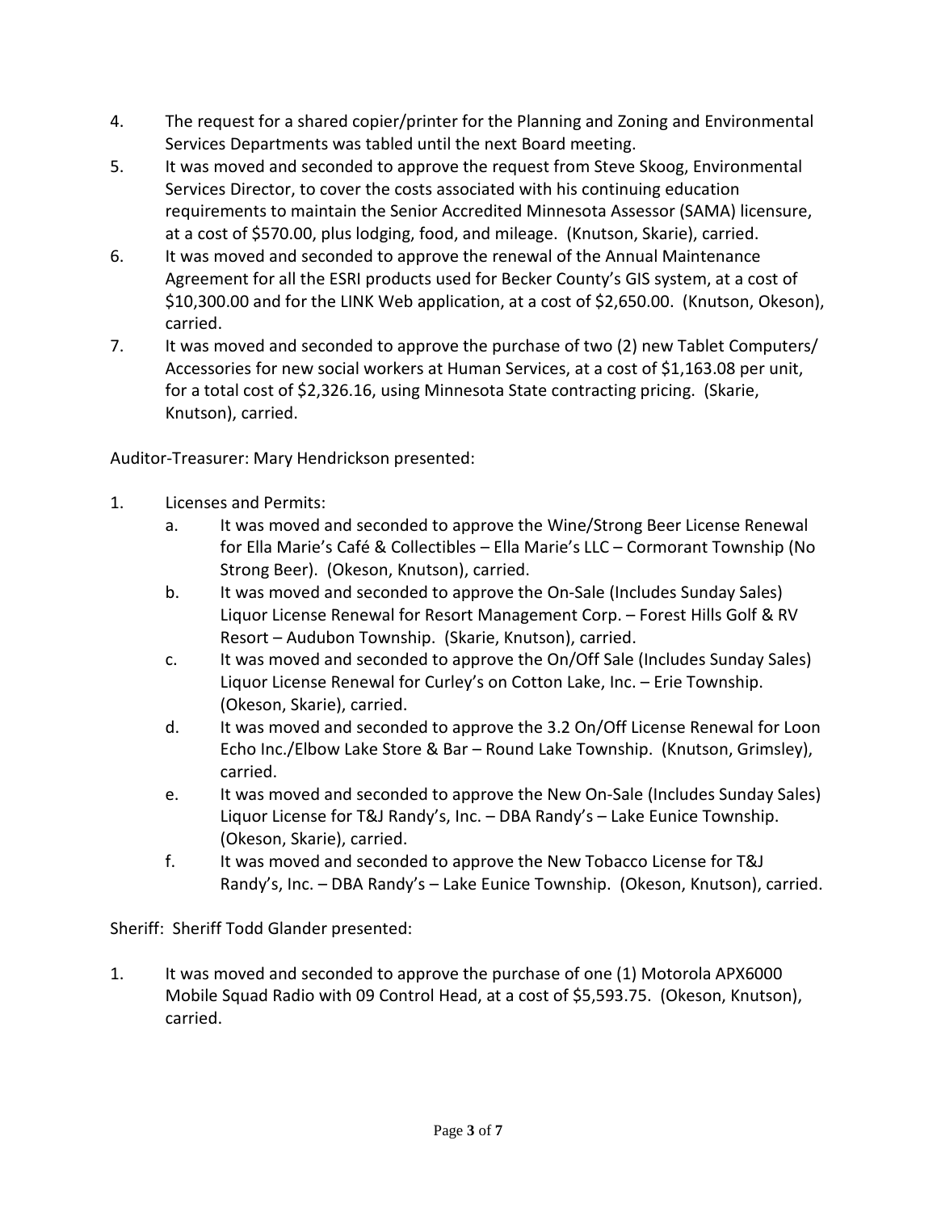4. The request for a shared copier/printer for the Planning and Zoning and Environmental Services Departments was tabled until the next Board meeting.
5. It was moved and seconded to approve the request from Steve Skoog, Environmental Services Director, to cover the costs associated with his continuing education requirements to maintain the Senior Accredited Minnesota Assessor (SAMA) licensure, at a cost of $570.00, plus lodging, food, and mileage. (Knutson, Skarie), carried.
6. It was moved and seconded to approve the renewal of the Annual Maintenance Agreement for all the ESRI products used for Becker County's GIS system, at a cost of $10,300.00 and for the LINK Web application, at a cost of $2,650.00. (Knutson, Okeson), carried.
7. It was moved and seconded to approve the purchase of two (2) new Tablet Computers/ Accessories for new social workers at Human Services, at a cost of $1,163.08 per unit, for a total cost of $2,326.16, using Minnesota State contracting pricing. (Skarie, Knutson), carried.

Auditor-Treasurer: Mary Hendrickson presented:

1. Licenses and Permits:
   a. It was moved and seconded to approve the Wine/Strong Beer License Renewal for Ella Marie's Café & Collectibles – Ella Marie's LLC – Cormorant Township (No Strong Beer). (Okeson, Knutson), carried.
   b. It was moved and seconded to approve the On-Sale (Includes Sunday Sales) Liquor License Renewal for Resort Management Corp. – Forest Hills Golf & RV Resort – Audubon Township. (Skarie, Knutson), carried.
   c. It was moved and seconded to approve the On/Off Sale (Includes Sunday Sales) Liquor License Renewal for Curley's on Cotton Lake, Inc. – Erie Township. (Okeson, Skarie), carried.
   d. It was moved and seconded to approve the 3.2 On/Off License Renewal for Loon Echo Inc./Elbow Lake Store & Bar – Round Lake Township. (Knutson, Grimsley), carried.
   e. It was moved and seconded to approve the New On-Sale (Includes Sunday Sales) Liquor License for T&J Randy's, Inc. – DBA Randy's – Lake Eunice Township. (Okeson, Skarie), carried.
   f. It was moved and seconded to approve the New Tobacco License for T&J Randy's, Inc. – DBA Randy's – Lake Eunice Township. (Okeson, Knutson), carried.

Sheriff: Sheriff Todd Glander presented:

1. It was moved and seconded to approve the purchase of one (1) Motorola APX6000 Mobile Squad Radio with 09 Control Head, at a cost of $5,593.75. (Okeson, Knutson), carried.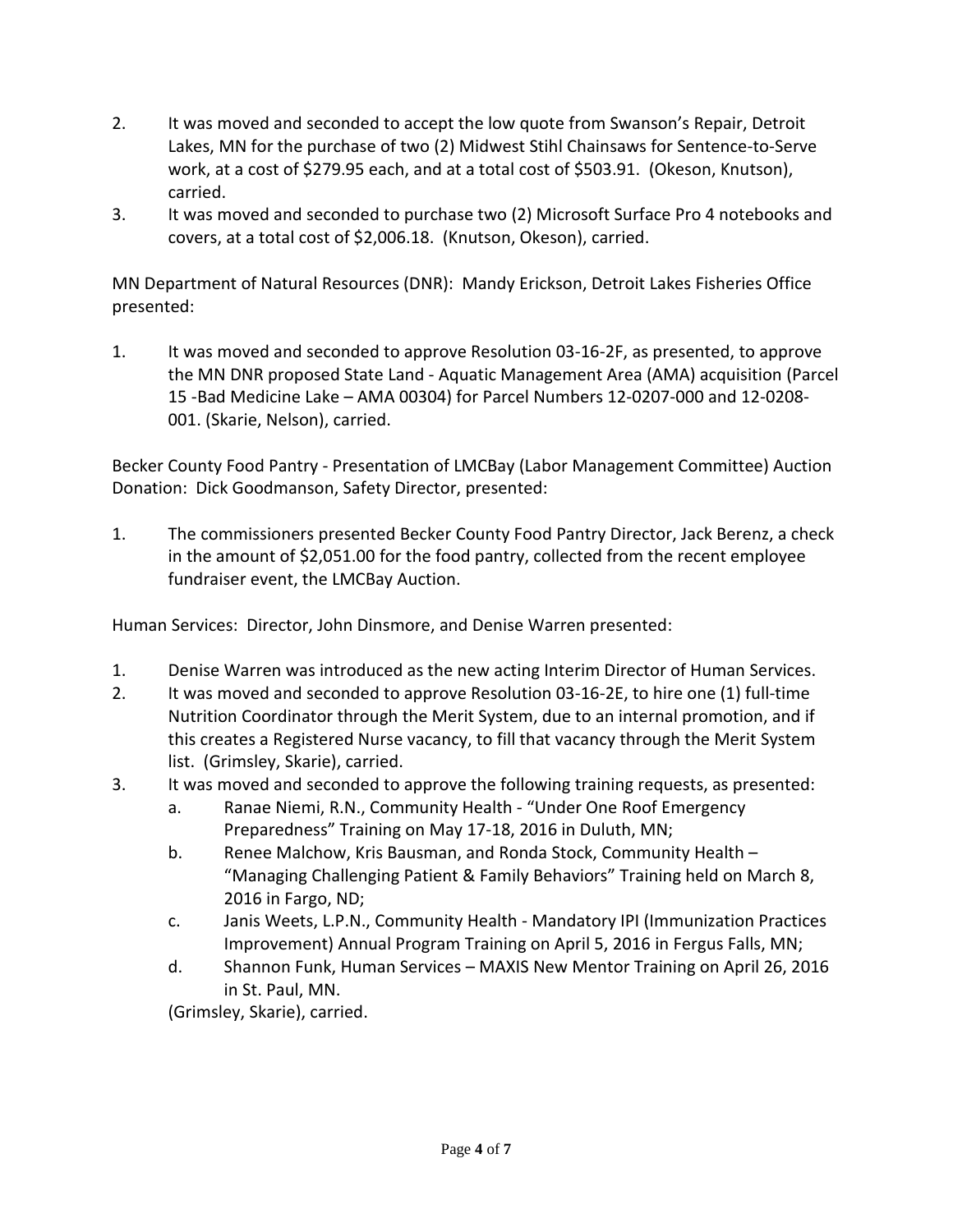2. It was moved and seconded to accept the low quote from Swanson's Repair, Detroit Lakes, MN for the purchase of two (2) Midwest Stihl Chainsaws for Sentence-to-Serve work, at a cost of $279.95 each, and at a total cost of $503.91. (Okeson, Knutson), carried.
3. It was moved and seconded to purchase two (2) Microsoft Surface Pro 4 notebooks and covers, at a total cost of $2,006.18. (Knutson, Okeson), carried.

MN Department of Natural Resources (DNR): Mandy Erickson, Detroit Lakes Fisheries Office presented:

1. It was moved and seconded to approve Resolution 03-16-2F, as presented, to approve the MN DNR proposed State Land - Aquatic Management Area (AMA) acquisition (Parcel 15 -Bad Medicine Lake – AMA 00304) for Parcel Numbers 12-0207-000 and 12-0208-001. (Skarie, Nelson), carried.

Becker County Food Pantry - Presentation of LMCBay (Labor Management Committee) Auction Donation: Dick Goodmanson, Safety Director, presented:

1. The commissioners presented Becker County Food Pantry Director, Jack Berenz, a check in the amount of $2,051.00 for the food pantry, collected from the recent employee fundraiser event, the LMCBay Auction.

Human Services: Director, John Dinsmore, and Denise Warren presented:

1. Denise Warren was introduced as the new acting Interim Director of Human Services.
2. It was moved and seconded to approve Resolution 03-16-2E, to hire one (1) full-time Nutrition Coordinator through the Merit System, due to an internal promotion, and if this creates a Registered Nurse vacancy, to fill that vacancy through the Merit System list. (Grimsley, Skarie), carried.
3. It was moved and seconded to approve the following training requests, as presented:
   a. Ranae Niemi, R.N., Community Health - "Under One Roof Emergency Preparedness" Training on May 17-18, 2016 in Duluth, MN;
   b. Renee Malchow, Kris Bausman, and Ronda Stock, Community Health – "Managing Challenging Patient & Family Behaviors" Training held on March 8, 2016 in Fargo, ND;
   c. Janis Weets, L.P.N., Community Health - Mandatory IPI (Immunization Practices Improvement) Annual Program Training on April 5, 2016 in Fergus Falls, MN;
   d. Shannon Funk, Human Services – MAXIS New Mentor Training on April 26, 2016 in St. Paul, MN.

   (Grimsley, Skarie), carried.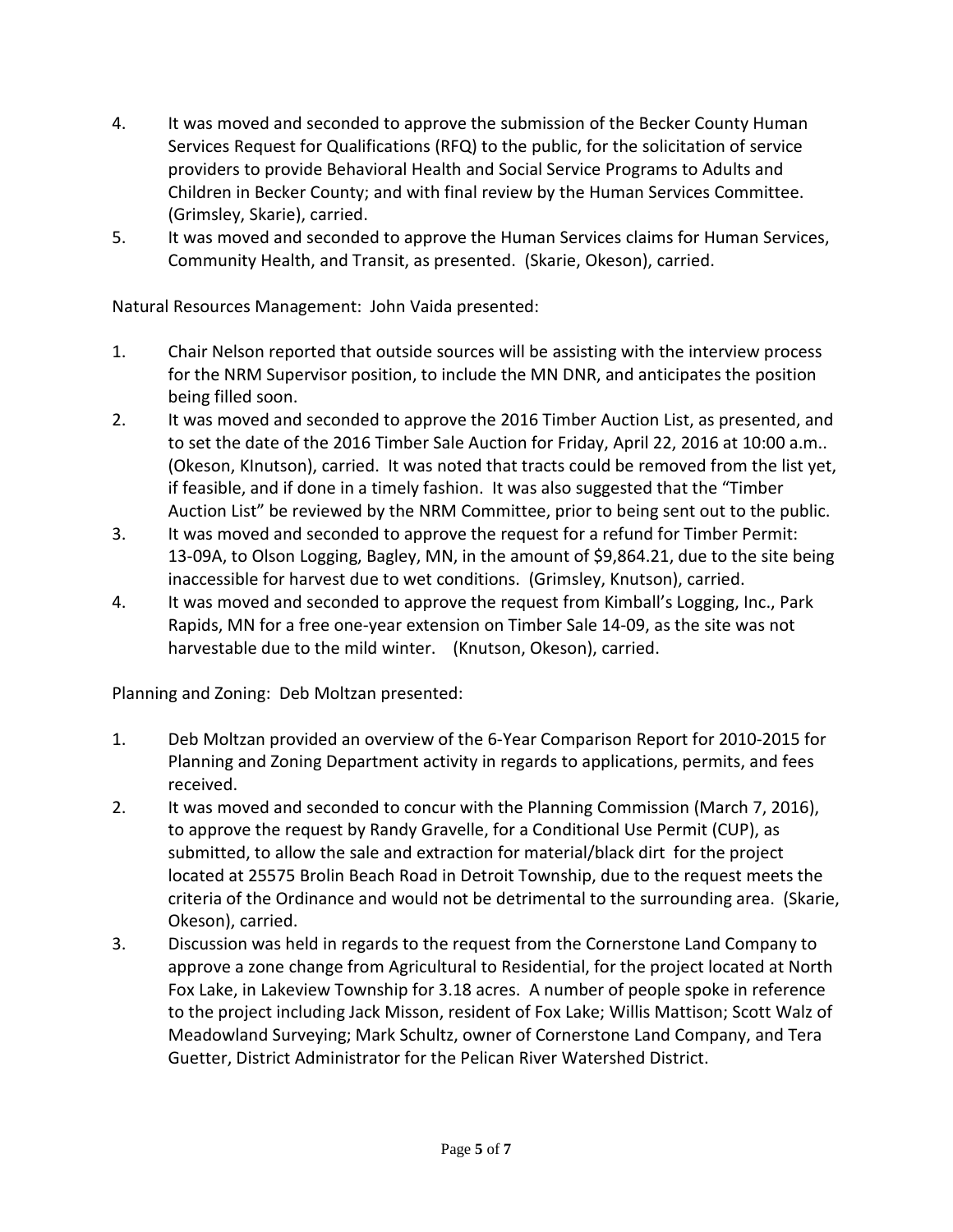4. It was moved and seconded to approve the submission of the Becker County Human Services Request for Qualifications (RFQ) to the public, for the solicitation of service providers to provide Behavioral Health and Social Service Programs to Adults and Children in Becker County; and with final review by the Human Services Committee. (Grimsley, Skarie), carried.
5. It was moved and seconded to approve the Human Services claims for Human Services, Community Health, and Transit, as presented. (Skarie, Okeson), carried.

Natural Resources Management: John Vaida presented:

1. Chair Nelson reported that outside sources will be assisting with the interview process for the NRM Supervisor position, to include the MN DNR, and anticipates the position being filled soon.
2. It was moved and seconded to approve the 2016 Timber Auction List, as presented, and to set the date of the 2016 Timber Sale Auction for Friday, April 22, 2016 at 10:00 a.m.. (Okeson, KInutson), carried. It was noted that tracts could be removed from the list yet, if feasible, and if done in a timely fashion. It was also suggested that the "Timber Auction List" be reviewed by the NRM Committee, prior to being sent out to the public.
3. It was moved and seconded to approve the request for a refund for Timber Permit: 13-09A, to Olson Logging, Bagley, MN, in the amount of $9,864.21, due to the site being inaccessible for harvest due to wet conditions. (Grimsley, Knutson), carried.
4. It was moved and seconded to approve the request from Kimball's Logging, Inc., Park Rapids, MN for a free one-year extension on Timber Sale 14-09, as the site was not harvestable due to the mild winter. (Knutson, Okeson), carried.

Planning and Zoning: Deb Moltzan presented:

1. Deb Moltzan provided an overview of the 6-Year Comparison Report for 2010-2015 for Planning and Zoning Department activity in regards to applications, permits, and fees received.
2. It was moved and seconded to concur with the Planning Commission (March 7, 2016), to approve the request by Randy Gravelle, for a Conditional Use Permit (CUP), as submitted, to allow the sale and extraction for material/black dirt for the project located at 25575 Brolin Beach Road in Detroit Township, due to the request meets the criteria of the Ordinance and would not be detrimental to the surrounding area. (Skarie, Okeson), carried.
3. Discussion was held in regards to the request from the Cornerstone Land Company to approve a zone change from Agricultural to Residential, for the project located at North Fox Lake, in Lakeview Township for 3.18 acres. A number of people spoke in reference to the project including Jack Misson, resident of Fox Lake; Willis Mattison; Scott Walz of Meadowland Surveying; Mark Schultz, owner of Cornerstone Land Company, and Tera Guetter, District Administrator for the Pelican River Watershed District.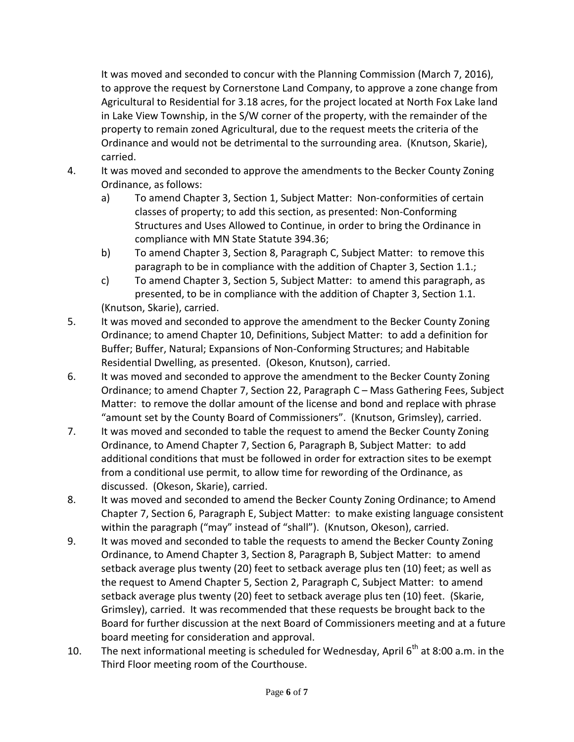It was moved and seconded to concur with the Planning Commission (March 7, 2016), to approve the request by Cornerstone Land Company, to approve a zone change from Agricultural to Residential for 3.18 acres, for the project located at North Fox Lake land in Lake View Township, in the S/W corner of the property, with the remainder of the property to remain zoned Agricultural, due to the request meets the criteria of the Ordinance and would not be detrimental to the surrounding area. (Knutson, Skarie), carried.

4. It was moved and seconded to approve the amendments to the Becker County Zoning Ordinance, as follows:
   a) To amend Chapter 3, Section 1, Subject Matter: Non-conformities of certain classes of property; to add this section, as presented: Non-Conforming Structures and Uses Allowed to Continue, in order to bring the Ordinance in compliance with MN State Statute 394.36;
   b) To amend Chapter 3, Section 8, Paragraph C, Subject Matter: to remove this paragraph to be in compliance with the addition of Chapter 3, Section 1.1.;
   c) To amend Chapter 3, Section 5, Subject Matter: to amend this paragraph, as presented, to be in compliance with the addition of Chapter 3, Section 1.1.

   (Knutson, Skarie), carried.
5. It was moved and seconded to approve the amendment to the Becker County Zoning Ordinance; to amend Chapter 10, Definitions, Subject Matter: to add a definition for Buffer; Buffer, Natural; Expansions of Non-Conforming Structures; and Habitable Residential Dwelling, as presented. (Okeson, Knutson), carried.
6. It was moved and seconded to approve the amendment to the Becker County Zoning Ordinance; to amend Chapter 7, Section 22, Paragraph C – Mass Gathering Fees, Subject Matter: to remove the dollar amount of the license and bond and replace with phrase "amount set by the County Board of Commissioners". (Knutson, Grimsley), carried.
7. It was moved and seconded to table the request to amend the Becker County Zoning Ordinance, to Amend Chapter 7, Section 6, Paragraph B, Subject Matter: to add additional conditions that must be followed in order for extraction sites to be exempt from a conditional use permit, to allow time for rewording of the Ordinance, as discussed. (Okeson, Skarie), carried.
8. It was moved and seconded to amend the Becker County Zoning Ordinance; to Amend Chapter 7, Section 6, Paragraph E, Subject Matter: to make existing language consistent within the paragraph ("may" instead of "shall"). (Knutson, Okeson), carried.
9. It was moved and seconded to table the requests to amend the Becker County Zoning Ordinance, to Amend Chapter 3, Section 8, Paragraph B, Subject Matter: to amend setback average plus twenty (20) feet to setback average plus ten (10) feet; as well as the request to Amend Chapter 5, Section 2, Paragraph C, Subject Matter: to amend setback average plus twenty (20) feet to setback average plus ten (10) feet. (Skarie, Grimsley), carried. It was recommended that these requests be brought back to the Board for further discussion at the next Board of Commissioners meeting and at a future board meeting for consideration and approval.
10. The next informational meeting is scheduled for Wednesday, April 6th at 8:00 a.m. in the Third Floor meeting room of the Courthouse.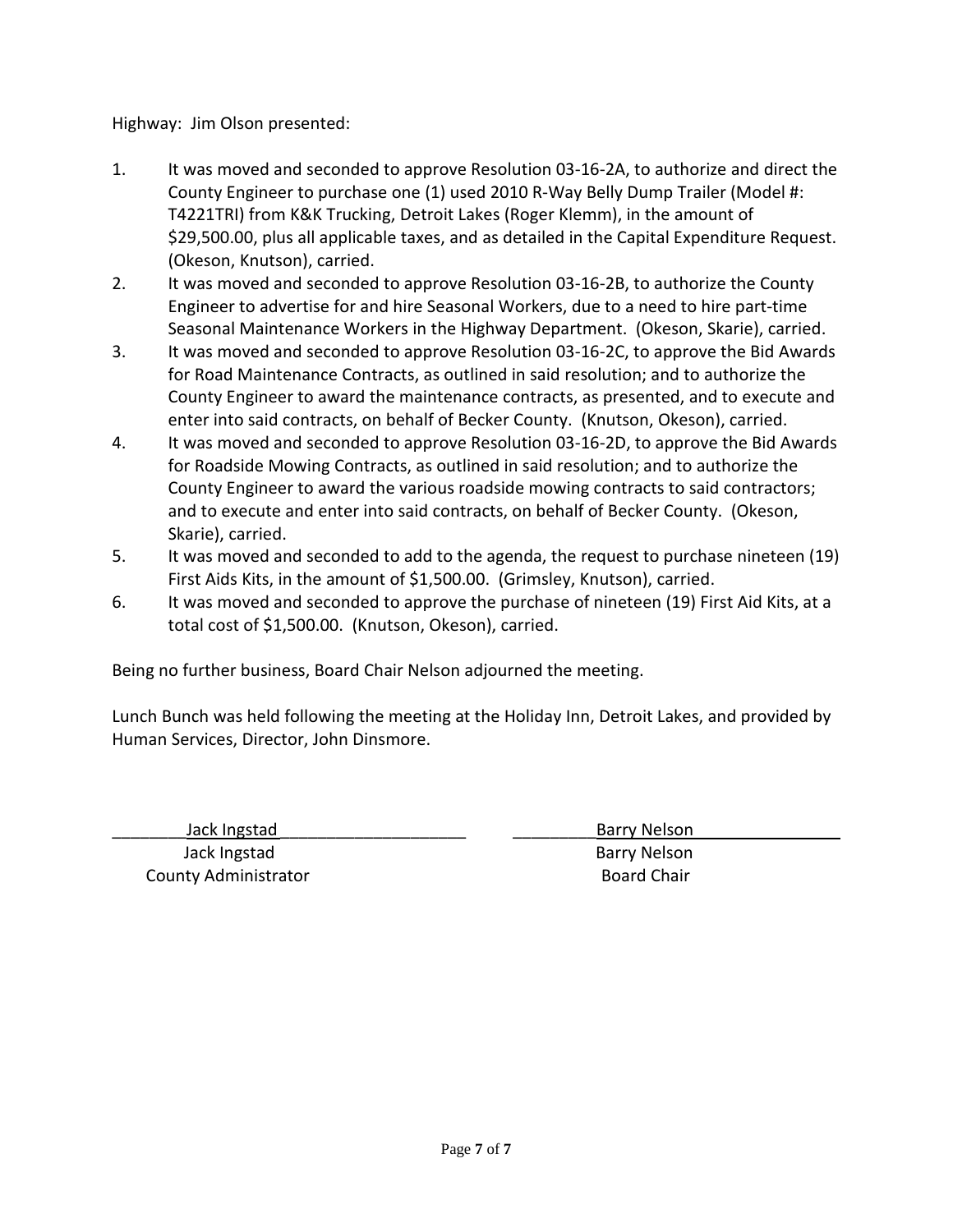Highway: Jim Olson presented:

1. It was moved and seconded to approve Resolution 03-16-2A, to authorize and direct the County Engineer to purchase one (1) used 2010 R-Way Belly Dump Trailer (Model #: T4221TRI) from K&K Trucking, Detroit Lakes (Roger Klemm), in the amount of $29,500.00, plus all applicable taxes, and as detailed in the Capital Expenditure Request. (Okeson, Knutson), carried.
2. It was moved and seconded to approve Resolution 03-16-2B, to authorize the County Engineer to advertise for and hire Seasonal Workers, due to a need to hire part-time Seasonal Maintenance Workers in the Highway Department. (Okeson, Skarie), carried.
3. It was moved and seconded to approve Resolution 03-16-2C, to approve the Bid Awards for Road Maintenance Contracts, as outlined in said resolution; and to authorize the County Engineer to award the maintenance contracts, as presented, and to execute and enter into said contracts, on behalf of Becker County. (Knutson, Okeson), carried.
4. It was moved and seconded to approve Resolution 03-16-2D, to approve the Bid Awards for Roadside Mowing Contracts, as outlined in said resolution; and to authorize the County Engineer to award the various roadside mowing contracts to said contractors; and to execute and enter into said contracts, on behalf of Becker County. (Okeson, Skarie), carried.
5. It was moved and seconded to add to the agenda, the request to purchase nineteen (19) First Aids Kits, in the amount of $1,500.00. (Grimsley, Knutson), carried.
6. It was moved and seconded to approve the purchase of nineteen (19) First Aid Kits, at a total cost of $1,500.00. (Knutson, Okeson), carried.

Being no further business, Board Chair Nelson adjourned the meeting.

Lunch Bunch was held following the meeting at the Holiday Inn, Detroit Lakes, and provided by Human Services, Director, John Dinsmore.

| | |
|---|---|
| Jack Ingstad | Barry Nelson |
| Jack Ingstad | Barry Nelson |
| County Administrator | Board Chair |